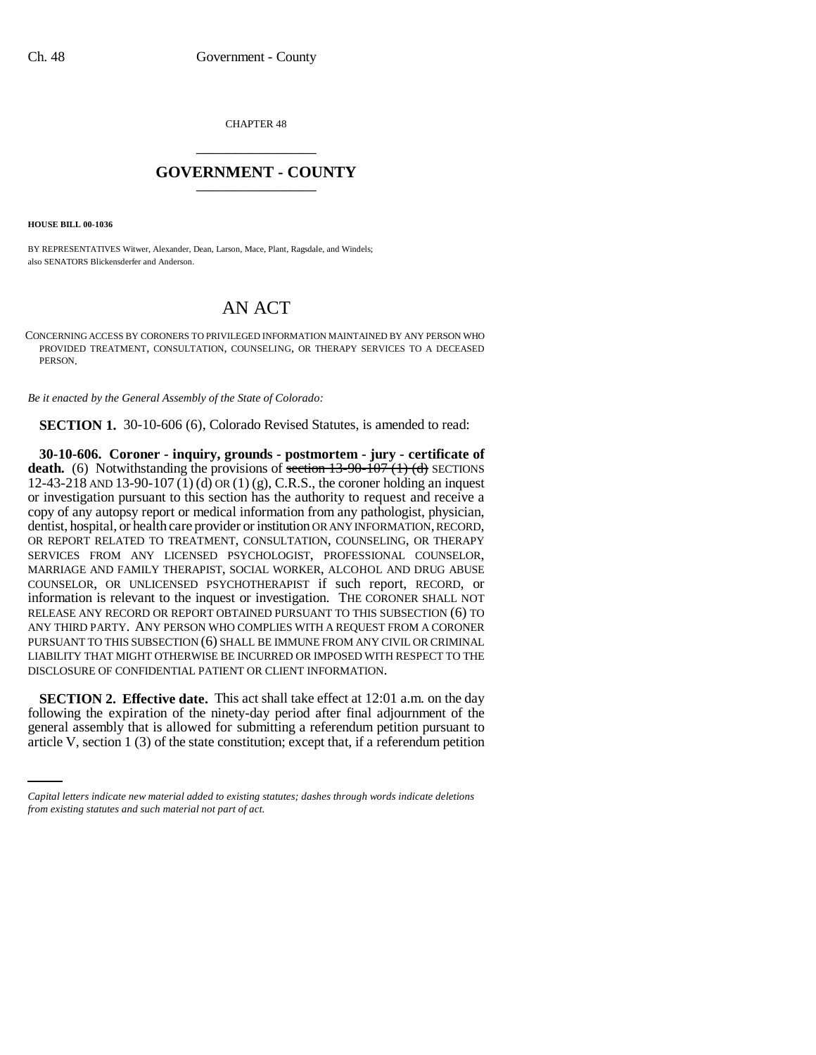CHAPTER 48

# GOVERNMENT - COUNTY

**HOUSE BILL 00-1036**

BY REPRESENTATIVES Witwer, Alexander, Dean, Larson, Mace, Plant, Ragsdale, and Windels;
also SENATORS Blickensderfer and Anderson.

# AN ACT

CONCERNING ACCESS BY CORONERS TO PRIVILEGED INFORMATION MAINTAINED BY ANY PERSON WHO PROVIDED TREATMENT, CONSULTATION, COUNSELING, OR THERAPY SERVICES TO A DECEASED PERSON.

*Be it enacted by the General Assembly of the State of Colorado:*

**SECTION 1.** 30-10-606 (6), Colorado Revised Statutes, is amended to read:

**30-10-606. Coroner - inquiry, grounds - postmortem - jury - certificate of death.** (6) Notwithstanding the provisions of ~~section 13-90-107 (1) (d)~~ SECTIONS 12-43-218 AND 13-90-107 (1) (d) OR (1) (g), C.R.S., the coroner holding an inquest or investigation pursuant to this section has the authority to request and receive a copy of any autopsy report or medical information from any pathologist, physician, dentist, hospital, or health care provider or institution OR ANY INFORMATION, RECORD, OR REPORT RELATED TO TREATMENT, CONSULTATION, COUNSELING, OR THERAPY SERVICES FROM ANY LICENSED PSYCHOLOGIST, PROFESSIONAL COUNSELOR, MARRIAGE AND FAMILY THERAPIST, SOCIAL WORKER, ALCOHOL AND DRUG ABUSE COUNSELOR, OR UNLICENSED PSYCHOTHERAPIST if such report, RECORD, or information is relevant to the inquest or investigation. THE CORONER SHALL NOT RELEASE ANY RECORD OR REPORT OBTAINED PURSUANT TO THIS SUBSECTION (6) TO ANY THIRD PARTY. ANY PERSON WHO COMPLIES WITH A REQUEST FROM A CORONER PURSUANT TO THIS SUBSECTION (6) SHALL BE IMMUNE FROM ANY CIVIL OR CRIMINAL LIABILITY THAT MIGHT OTHERWISE BE INCURRED OR IMPOSED WITH RESPECT TO THE DISCLOSURE OF CONFIDENTIAL PATIENT OR CLIENT INFORMATION.

**SECTION 2. Effective date.** This act shall take effect at 12:01 a.m. on the day following the expiration of the ninety-day period after final adjournment of the general assembly that is allowed for submitting a referendum petition pursuant to article V, section 1 (3) of the state constitution; except that, if a referendum petition

*Capital letters indicate new material added to existing statutes; dashes through words indicate deletions from existing statutes and such material not part of act.*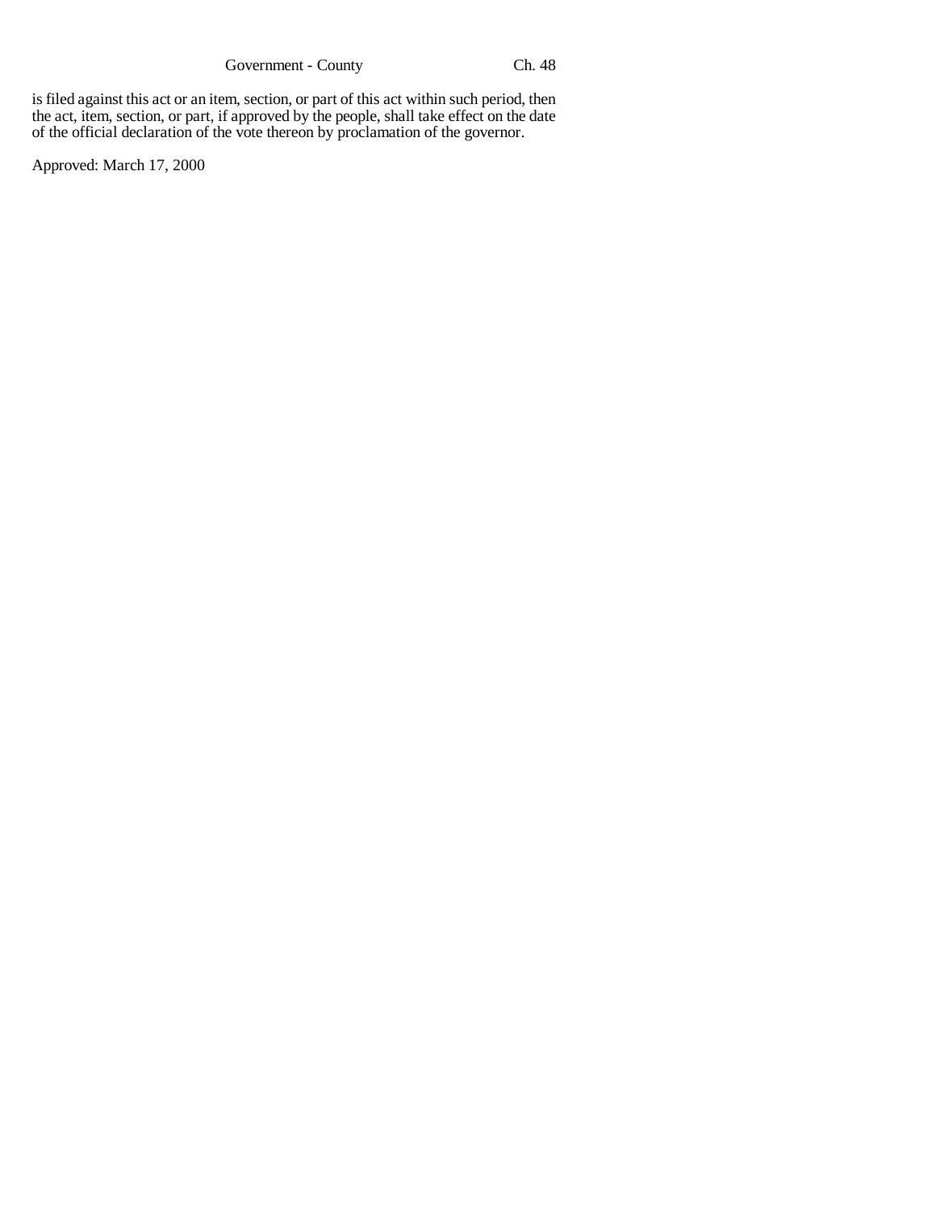is filed against this act or an item, section, or part of this act within such period, then the act, item, section, or part, if approved by the people, shall take effect on the date of the official declaration of the vote thereon by proclamation of the governor.

Approved: March 17, 2000